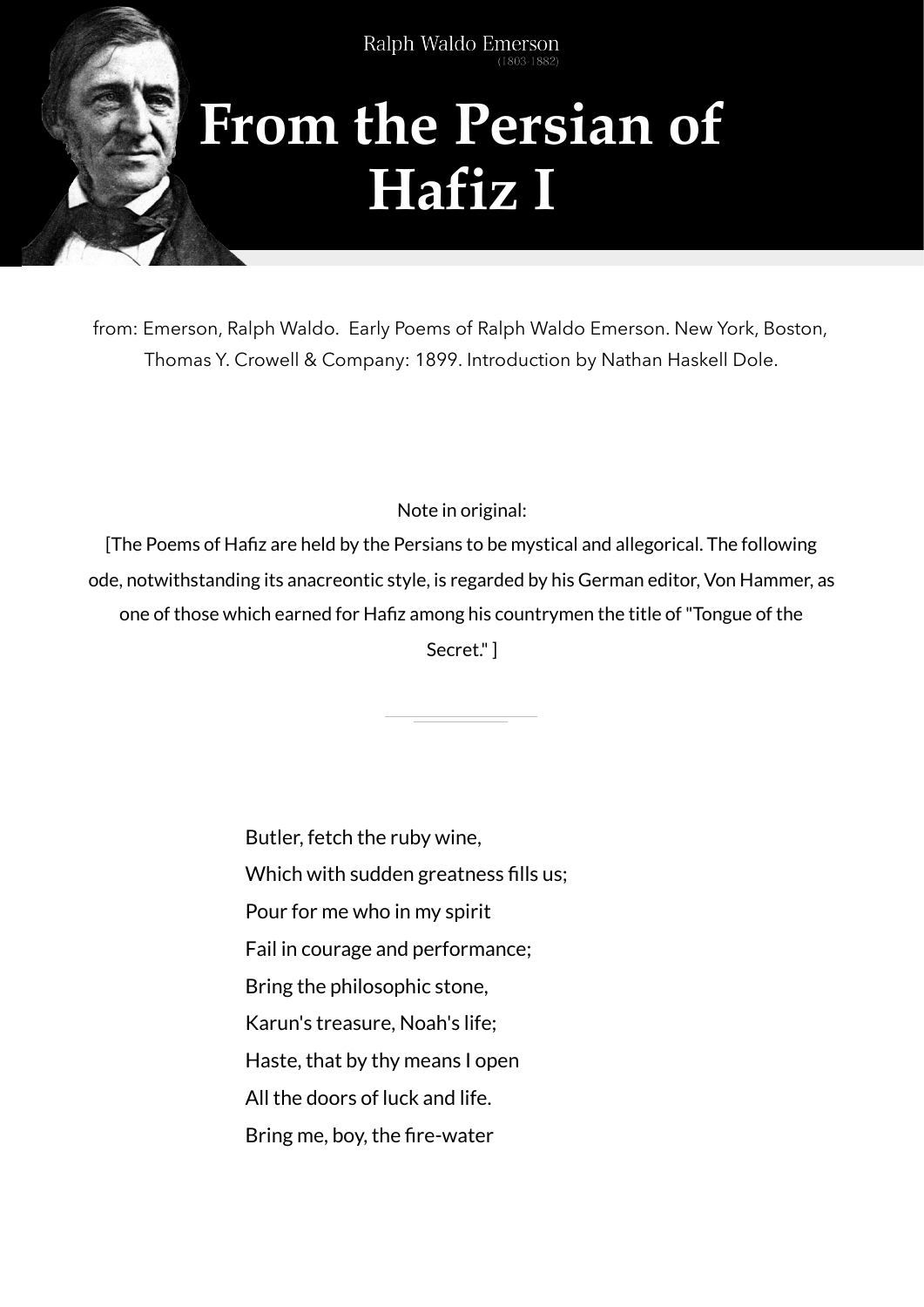Ralph Waldo Emerson
(1803-1882)

# From the Persian of Hafiz I

from: Emerson, Ralph Waldo. Early Poems of Ralph Waldo Emerson. New York, Boston, Thomas Y. Crowell & Company: 1899. Introduction by Nathan Haskell Dole.

Note in original:
[The Poems of Hafiz are held by the Persians to be mystical and allegorical. The following ode, notwithstanding its anacreontic style, is regarded by his German editor, Von Hammer, as one of those which earned for Hafiz among his countrymen the title of "Tongue of the Secret." ]

---

Butler, fetch the ruby wine,
Which with sudden greatness fills us;
Pour for me who in my spirit
Fail in courage and performance;
Bring the philosophic stone,
Karun's treasure, Noah's life;
Haste, that by thy means I open
All the doors of luck and life.
Bring me, boy, the fire-water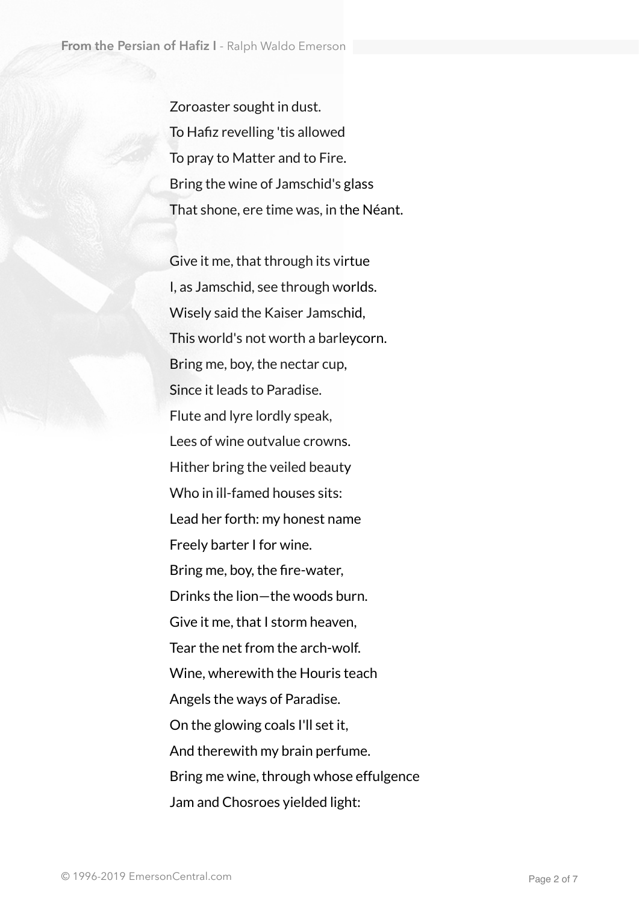Zoroaster sought in dust.  
To Hafiz revelling 'tis allowed  
To pray to Matter and to Fire.  
Bring the wine of Jamschid's glass  
That shone, ere time was, in the Néant.

Give it me, that through its virtue  
I, as Jamschid, see through worlds.  
Wisely said the Kaiser Jamschid,  
This world's not worth a barleycorn.  
Bring me, boy, the nectar cup,  
Since it leads to Paradise.  
Flute and lyre lordly speak,  
Lees of wine outvalue crowns.  
Hither bring the veiled beauty  
Who in ill-famed houses sits:  
Lead her forth: my honest name  
Freely barter I for wine.  
Bring me, boy, the fire-water,  
Drinks the lion—the woods burn.  
Give it me, that I storm heaven,  
Tear the net from the arch-wolf.  
Wine, wherewith the Houris teach  
Angels the ways of Paradise.  
On the glowing coals I'll set it,  
And therewith my brain perfume.  
Bring me wine, through whose effulgence  
Jam and Chosroes yielded light: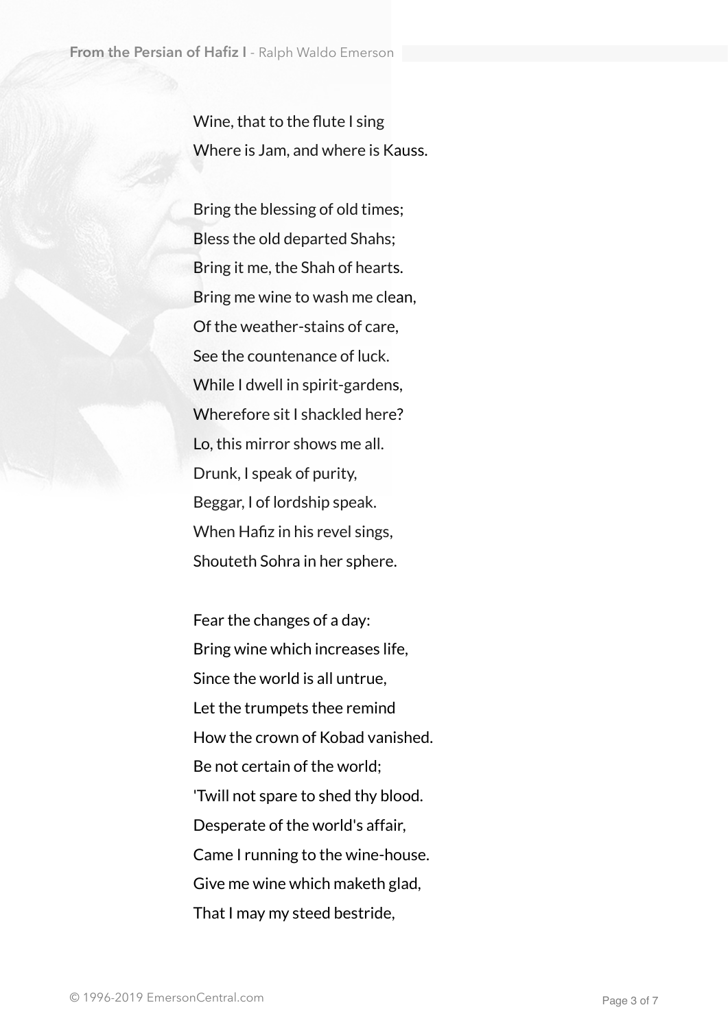Wine, that to the flute I sing
Where is Jam, and where is Kauss.

Bring the blessing of old times;
Bless the old departed Shahs;
Bring it me, the Shah of hearts.
Bring me wine to wash me clean,
Of the weather-stains of care,
See the countenance of luck.
While I dwell in spirit-gardens,
Wherefore sit I shackled here?
Lo, this mirror shows me all.
Drunk, I speak of purity,
Beggar, I of lordship speak.
When Hafiz in his revel sings,
Shouteth Sohra in her sphere.

Fear the changes of a day:
Bring wine which increases life,
Since the world is all untrue,
Let the trumpets thee remind
How the crown of Kobad vanished.
Be not certain of the world;
'Twill not spare to shed thy blood.
Desperate of the world's affair,
Came I running to the wine-house.
Give me wine which maketh glad,
That I may my steed bestride,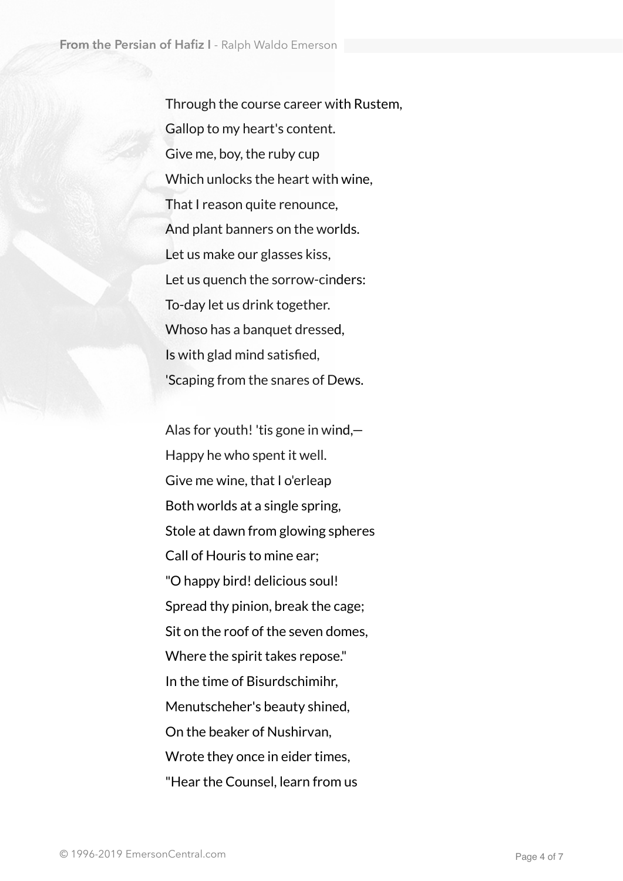Through the course career with Rustem,  
Gallop to my heart's content.  
Give me, boy, the ruby cup  
Which unlocks the heart with wine,  
That I reason quite renounce,  
And plant banners on the worlds.  
Let us make our glasses kiss,  
Let us quench the sorrow-cinders:  
To-day let us drink together.  
Whoso has a banquet dressed,  
Is with glad mind satisfied,  
'Scaping from the snares of Dews.

Alas for youth! 'tis gone in wind,—  
Happy he who spent it well.  
Give me wine, that I o'erleap  
Both worlds at a single spring,  
Stole at dawn from glowing spheres  
Call of Houris to mine ear;  
"O happy bird! delicious soul!  
Spread thy pinion, break the cage;  
Sit on the roof of the seven domes,  
Where the spirit takes repose."  
In the time of Bisurdschimihr,  
Menutscheher's beauty shined,  
On the beaker of Nushirvan,  
Wrote they once in eider times,  
"Hear the Counsel, learn from us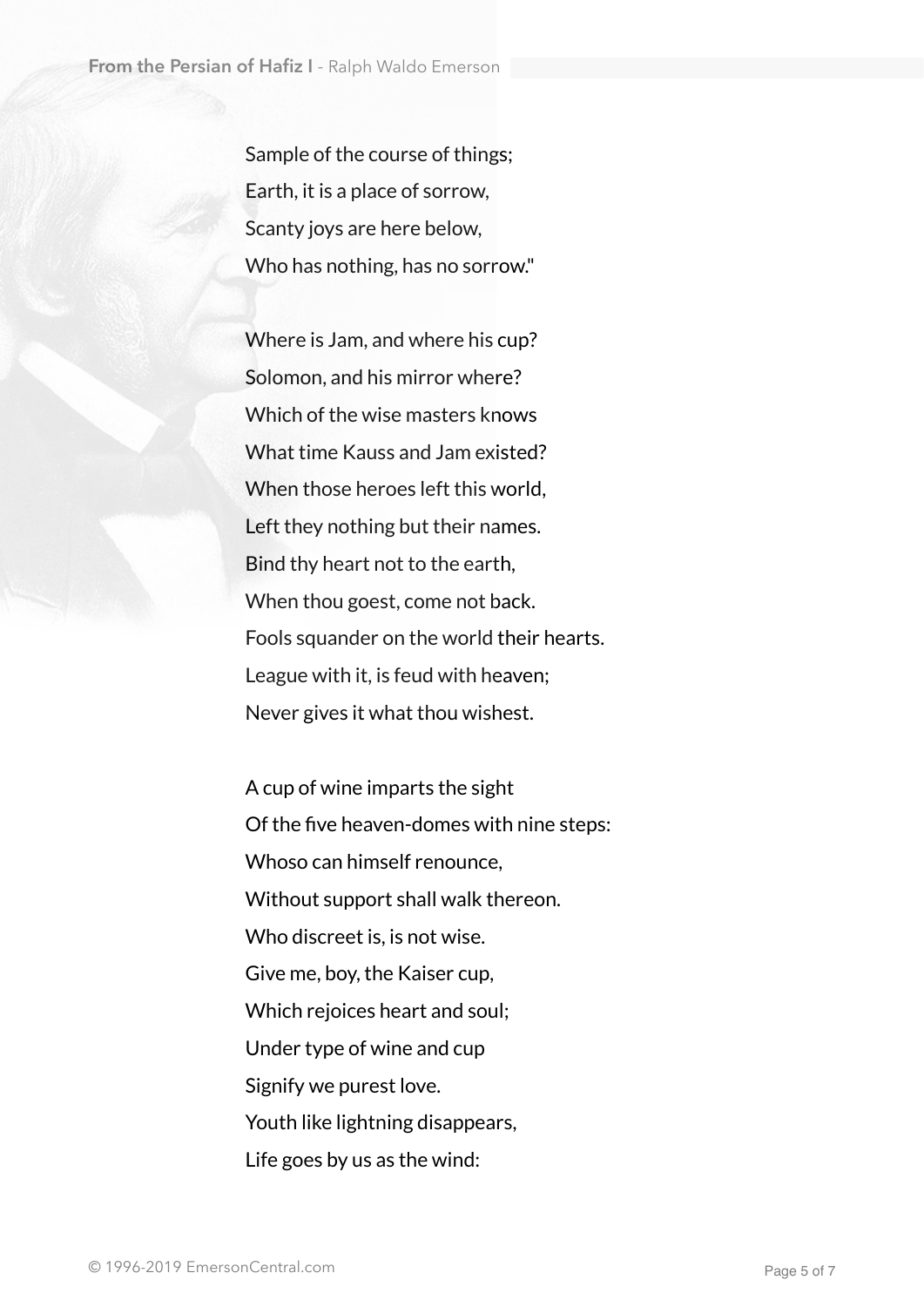Sample of the course of things;
Earth, it is a place of sorrow,
Scanty joys are here below,
Who has nothing, has no sorrow."

Where is Jam, and where his cup?
Solomon, and his mirror where?
Which of the wise masters knows
What time Kauss and Jam existed?
When those heroes left this world,
Left they nothing but their names.
Bind thy heart not to the earth,
When thou goest, come not back.
Fools squander on the world their hearts.
League with it, is feud with heaven;
Never gives it what thou wishest.

A cup of wine imparts the sight
Of the five heaven-domes with nine steps:
Whoso can himself renounce,
Without support shall walk thereon.
Who discreet is, is not wise.
Give me, boy, the Kaiser cup,
Which rejoices heart and soul;
Under type of wine and cup
Signify we purest love.
Youth like lightning disappears,
Life goes by us as the wind: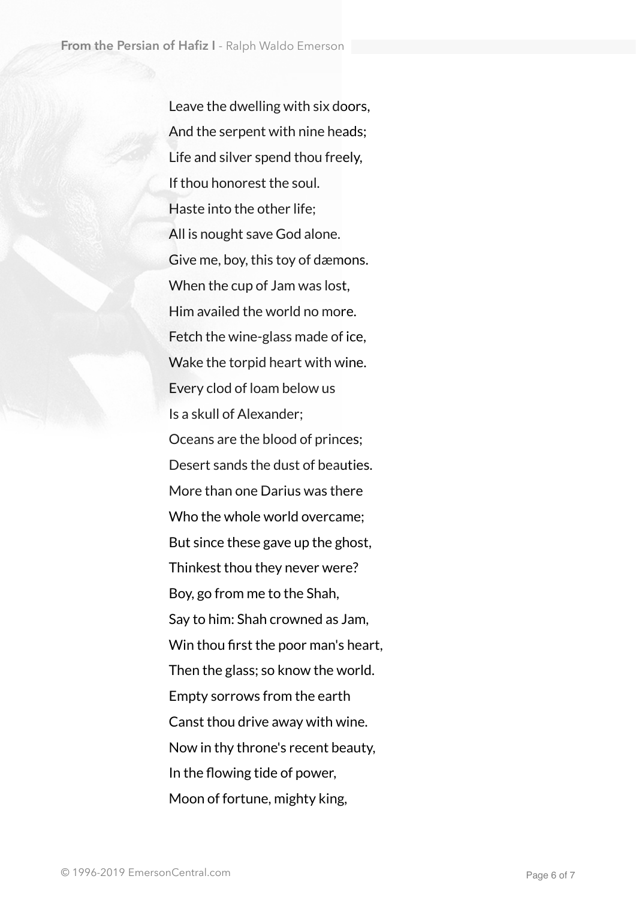Leave the dwelling with six doors,
And the serpent with nine heads;
Life and silver spend thou freely,
If thou honorest the soul.
Haste into the other life;
All is nought save God alone.
Give me, boy, this toy of dæmons.
When the cup of Jam was lost,
Him availed the world no more.
Fetch the wine-glass made of ice,
Wake the torpid heart with wine.
Every clod of loam below us
Is a skull of Alexander;
Oceans are the blood of princes;
Desert sands the dust of beauties.
More than one Darius was there
Who the whole world overcame;
But since these gave up the ghost,
Thinkest thou they never were?
Boy, go from me to the Shah,
Say to him: Shah crowned as Jam,
Win thou first the poor man's heart,
Then the glass; so know the world.
Empty sorrows from the earth
Canst thou drive away with wine.
Now in thy throne's recent beauty,
In the flowing tide of power,
Moon of fortune, mighty king,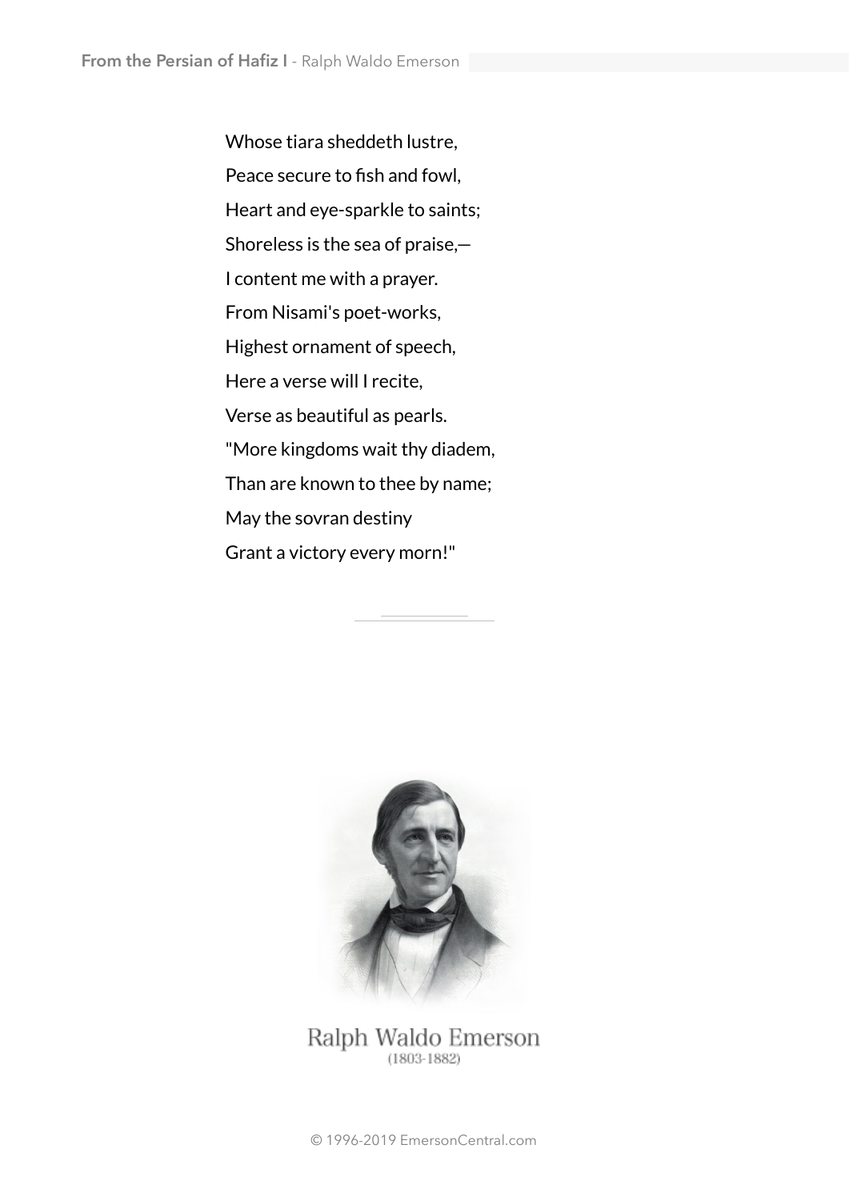Whose tiara sheddeth lustre,
Peace secure to fish and fowl,
Heart and eye-sparkle to saints;
Shoreless is the sea of praise,—
I content me with a prayer.
From Nisami's poet-works,
Highest ornament of speech,
Here a verse will I recite,
Verse as beautiful as pearls.
"More kingdoms wait thy diadem,
Than are known to thee by name;
May the sovran destiny
Grant a victory every morn!"

---

Ralph Waldo Emerson
(1803-1882)

© 1996-2019 EmersonCentral.com